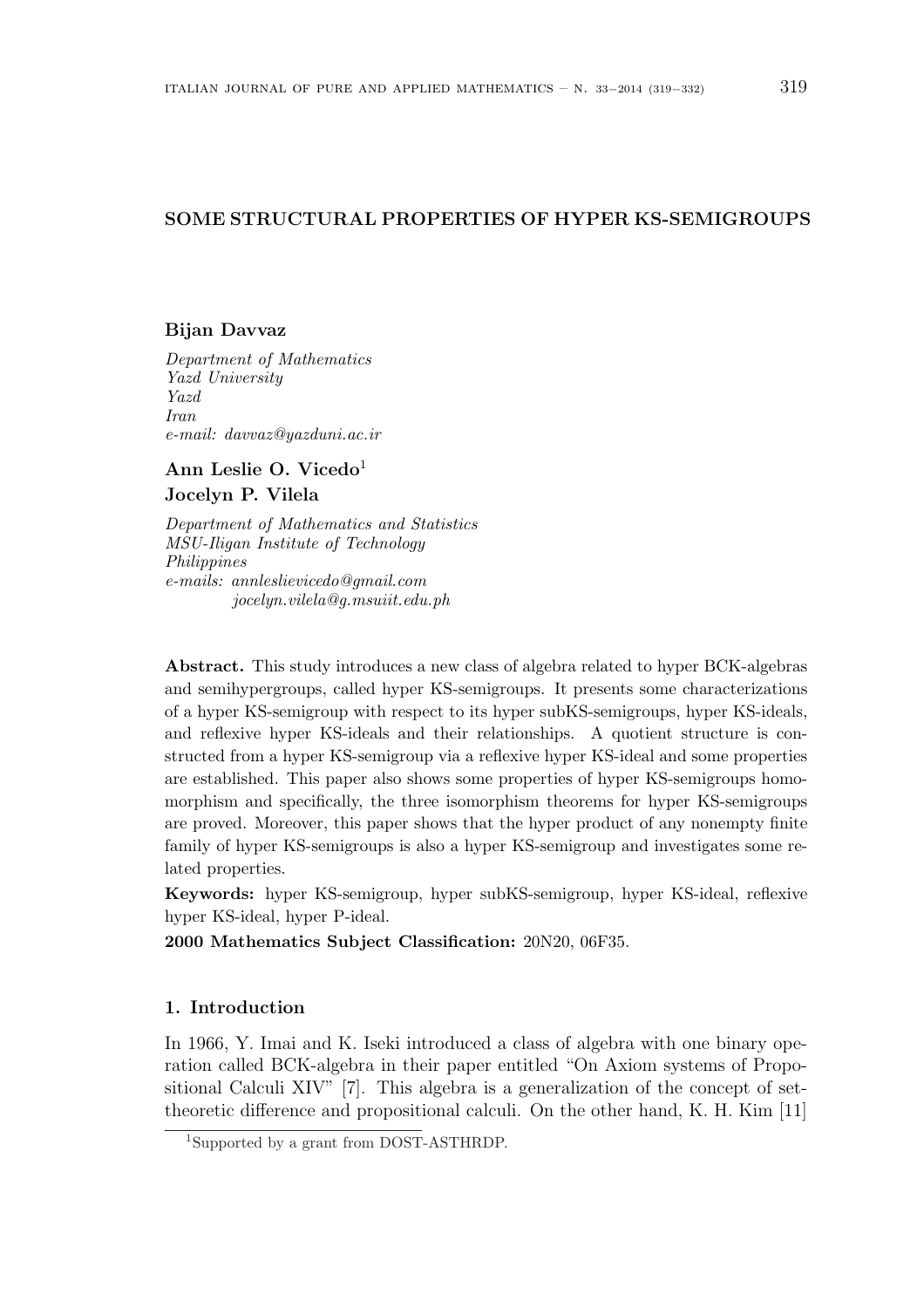# SOME STRUCTURAL PROPERTIES OF HYPER KS-SEMIGROUPS

**Bijan Davvaz**

*Department of Mathematics*
*Yazd University*
*Yazd*
*Iran*
*e-mail: davvaz@yazduni.ac.ir*

**Ann Leslie O. Vicedo**[1]
**Jocelyn P. Vilela**

*Department of Mathematics and Statistics*
*MSU-Iligan Institute of Technology*
*Philippines*
*e-mails: annleslievicedo@gmail.com*
*jocelyn.vilela@g.msuiit.edu.ph*

**Abstract.** This study introduces a new class of algebra related to hyper BCK-algebras and semihypergroups, called hyper KS-semigroups. It presents some characterizations of a hyper KS-semigroup with respect to its hyper subKS-semigroups, hyper KS-ideals, and reflexive hyper KS-ideals and their relationships. A quotient structure is constructed from a hyper KS-semigroup via a reflexive hyper KS-ideal and some properties are established. This paper also shows some properties of hyper KS-semigroups homomorphism and specifically, the three isomorphism theorems for hyper KS-semigroups are proved. Moreover, this paper shows that the hyper product of any nonempty finite family of hyper KS-semigroups is also a hyper KS-semigroup and investigates some related properties.

**Keywords:** hyper KS-semigroup, hyper subKS-semigroup, hyper KS-ideal, reflexive hyper KS-ideal, hyper P-ideal.

**2000 Mathematics Subject Classification:** 20N20, 06F35.

## 1. Introduction

In 1966, Y. Imai and K. Iseki introduced a class of algebra with one binary operation called BCK-algebra in their paper entitled "On Axiom systems of Propositional Calculi XIV" [7]. This algebra is a generalization of the concept of set-theoretic difference and propositional calculi. On the other hand, K. H. Kim [11]

[1]Supported by a grant from DOST-ASTHRDP.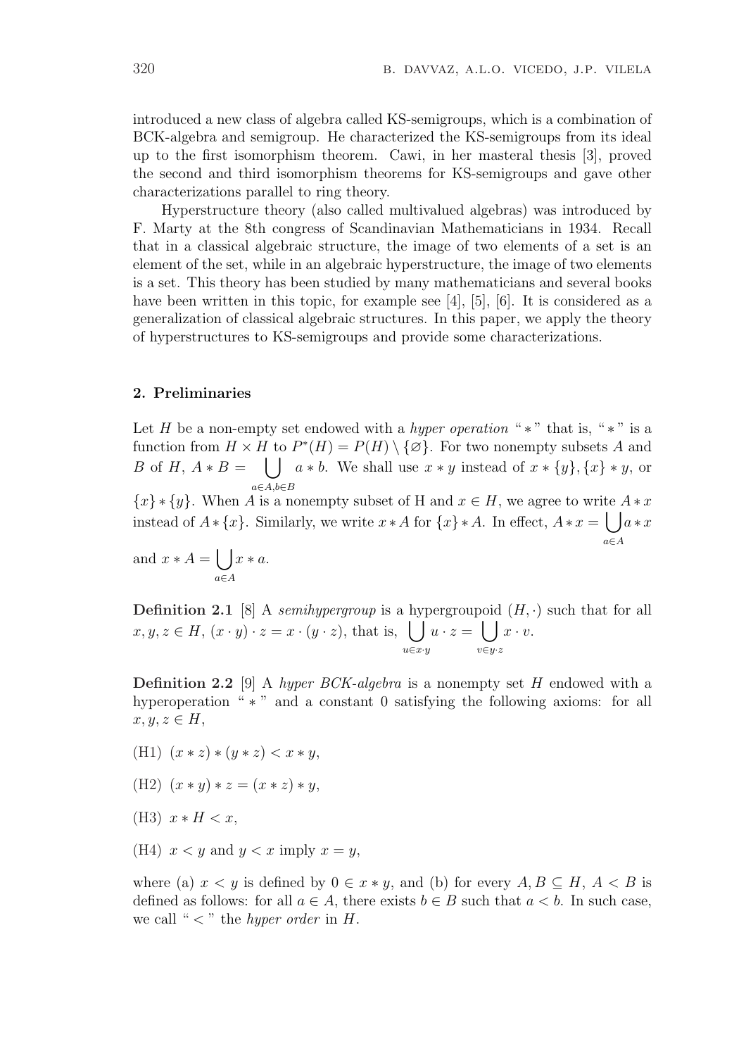introduced a new class of algebra called KS-semigroups, which is a combination of BCK-algebra and semigroup. He characterized the KS-semigroups from its ideal up to the first isomorphism theorem. Cawi, in her masteral thesis [3], proved the second and third isomorphism theorems for KS-semigroups and gave other characterizations parallel to ring theory.

Hyperstructure theory (also called multivalued algebras) was introduced by F. Marty at the 8th congress of Scandinavian Mathematicians in 1934. Recall that in a classical algebraic structure, the image of two elements of a set is an element of the set, while in an algebraic hyperstructure, the image of two elements is a set. This theory has been studied by many mathematicians and several books have been written in this topic, for example see [4], [5], [6]. It is considered as a generalization of classical algebraic structures. In this paper, we apply the theory of hyperstructures to KS-semigroups and provide some characterizations.

## 2. Preliminaries

Let $H$ be a non-empty set endowed with a *hyper operation* " $*$ " that is, " $*$ " is a function from $H \times H$ to $P^*(H) = P(H) \setminus \{\varnothing\}$. For two nonempty subsets $A$ and $B$ of $H$, $A * B = \bigcup_{a \in A, b \in B} a * b$. We shall use $x * y$ instead of $x * \{y\}, \{x\} * y$, or $\{x\} * \{y\}$. When $A$ is a nonempty subset of H and $x \in H$, we agree to write $A * x$ instead of $A * \{x\}$. Similarly, we write $x * A$ for $\{x\} * A$. In effect, $A * x = \bigcup_{a \in A} a * x$ and $x * A = \bigcup_{a \in A} x * a$.

**Definition 2.1** [8] A *semihypergroup* is a hypergroupoid $(H, \cdot)$ such that for all $x, y, z \in H$, $(x \cdot y) \cdot z = x \cdot (y \cdot z)$, that is, $\bigcup_{u \in x \cdot y} u \cdot z = \bigcup_{v \in y \cdot z} x \cdot v$.

**Definition 2.2** [9] A *hyper BCK-algebra* is a nonempty set $H$ endowed with a hyperoperation " $*$ " and a constant 0 satisfying the following axioms: for all $x, y, z \in H$,

(H1) $(x * z) * (y * z) < x * y$,

(H2) $(x * y) * z = (x * z) * y$,

(H3) $x * H < x$,

(H4) $x < y$ and $y < x$ imply $x = y$,

where (a) $x < y$ is defined by $0 \in x * y$, and (b) for every $A, B \subseteq H$, $A < B$ is defined as follows: for all $a \in A$, there exists $b \in B$ such that $a < b$. In such case, we call " $<$ " the *hyper order* in $H$.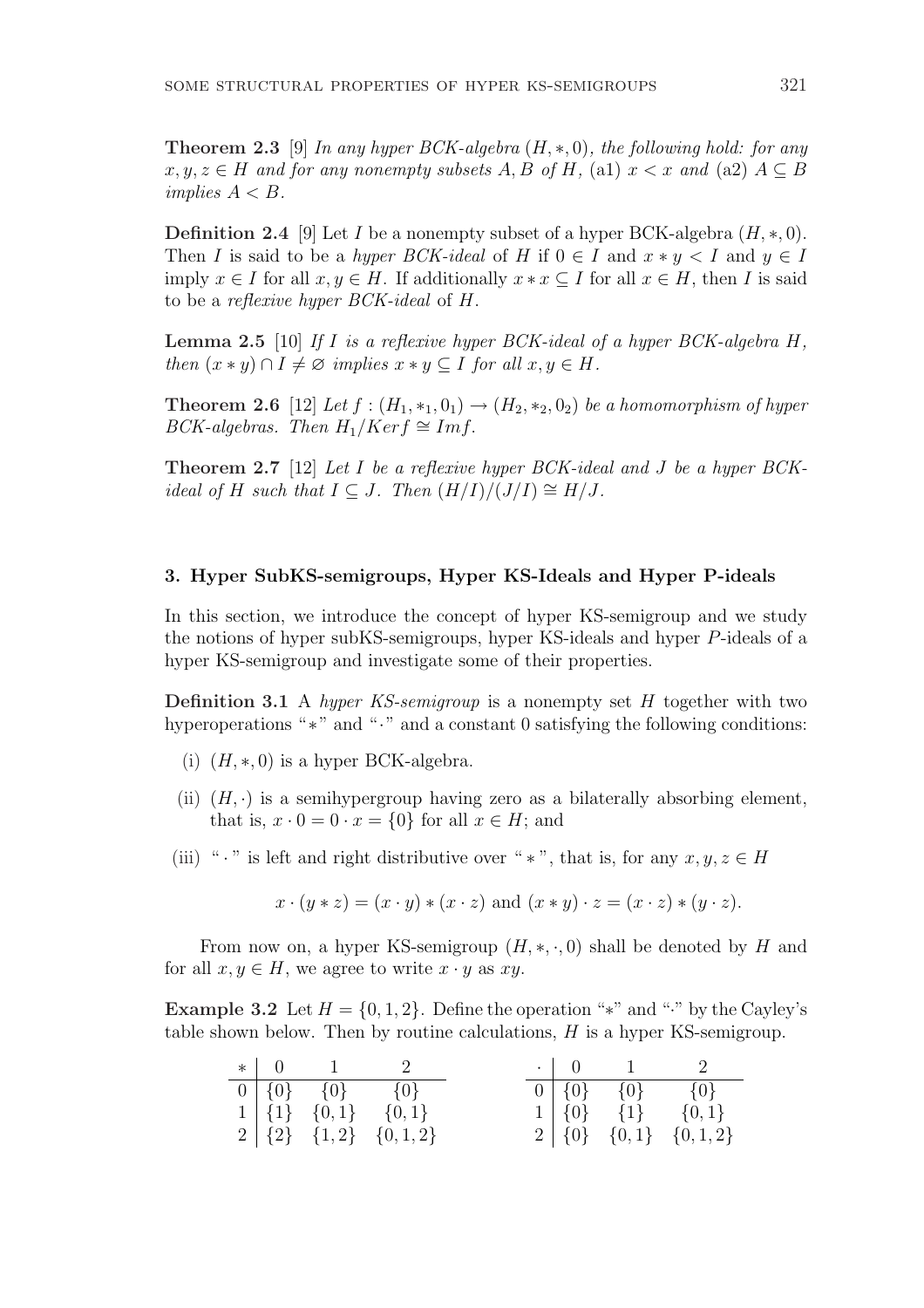**Theorem 2.3** [9] *In any hyper BCK-algebra* $(H, *, 0)$*, the following hold: for any* $x, y, z \in H$ *and for any nonempty subsets* $A, B$ *of* $H$*,* (a1) $x < x$ *and* (a2) $A \subseteq B$ *implies* $A < B$*.*

**Definition 2.4** [9] Let $I$ be a nonempty subset of a hyper BCK-algebra $(H, *, 0)$. Then $I$ is said to be a *hyper BCK-ideal* of $H$ if $0 \in I$ and $x * y < I$ and $y \in I$ imply $x \in I$ for all $x, y \in H$. If additionally $x * x \subseteq I$ for all $x \in H$, then $I$ is said to be a *reflexive hyper BCK-ideal* of $H$.

**Lemma 2.5** [10] *If* $I$ *is a reflexive hyper BCK-ideal of a hyper BCK-algebra* $H$*, then* $(x * y) \cap I \neq \varnothing$ *implies* $x * y \subseteq I$ *for all* $x, y \in H$*.*

**Theorem 2.6** [12] *Let* $f : (H_1, *_1, 0_1) \to (H_2, *_2, 0_2)$ *be a homomorphism of hyper BCK-algebras. Then* $H_1/Kerf \cong Imf$*.*

**Theorem 2.7** [12] *Let* $I$ *be a reflexive hyper BCK-ideal and* $J$ *be a hyper BCK-ideal of* $H$ *such that* $I \subseteq J$*. Then* $(H/I)/(J/I) \cong H/J$*.*

## 3. Hyper SubKS-semigroups, Hyper KS-Ideals and Hyper P-ideals

In this section, we introduce the concept of hyper KS-semigroup and we study the notions of hyper subKS-semigroups, hyper KS-ideals and hyper $P$-ideals of a hyper KS-semigroup and investigate some of their properties.

**Definition 3.1** A *hyper KS-semigroup* is a nonempty set $H$ together with two hyperoperations "$*$" and "$\cdot$" and a constant 0 satisfying the following conditions:

(i) $(H, *, 0)$ is a hyper BCK-algebra.

(ii) $(H, \cdot)$ is a semihypergroup having zero as a bilaterally absorbing element, that is, $x \cdot 0 = 0 \cdot x = \{0\}$ for all $x \in H$; and

(iii) "$\cdot$" is left and right distributive over "$*$", that is, for any $x, y, z \in H$

$$x \cdot (y * z) = (x \cdot y) * (x \cdot z) \text{ and } (x * y) \cdot z = (x \cdot z) * (y \cdot z).$$

From now on, a hyper KS-semigroup $(H, *, \cdot, 0)$ shall be denoted by $H$ and for all $x, y \in H$, we agree to write $x \cdot y$ as $xy$.

**Example 3.2** Let $H = \{0, 1, 2\}$. Define the operation "$*$" and "$\cdot$" by the Cayley's table shown below. Then by routine calculations, $H$ is a hyper KS-semigroup.

| $*$ | 0 | 1 | 2 |
|---|---|---|---|
| 0 | $\{0\}$ | $\{0\}$ | $\{0\}$ |
| 1 | $\{1\}$ | $\{0,1\}$ | $\{0,1\}$ |
| 2 | $\{2\}$ | $\{1,2\}$ | $\{0,1,2\}$ |

| $\cdot$ | 0 | 1 | 2 |
|---|---|---|---|
| 0 | $\{0\}$ | $\{0\}$ | $\{0\}$ |
| 1 | $\{0\}$ | $\{1\}$ | $\{0,1\}$ |
| 2 | $\{0\}$ | $\{0,1\}$ | $\{0,1,2\}$ |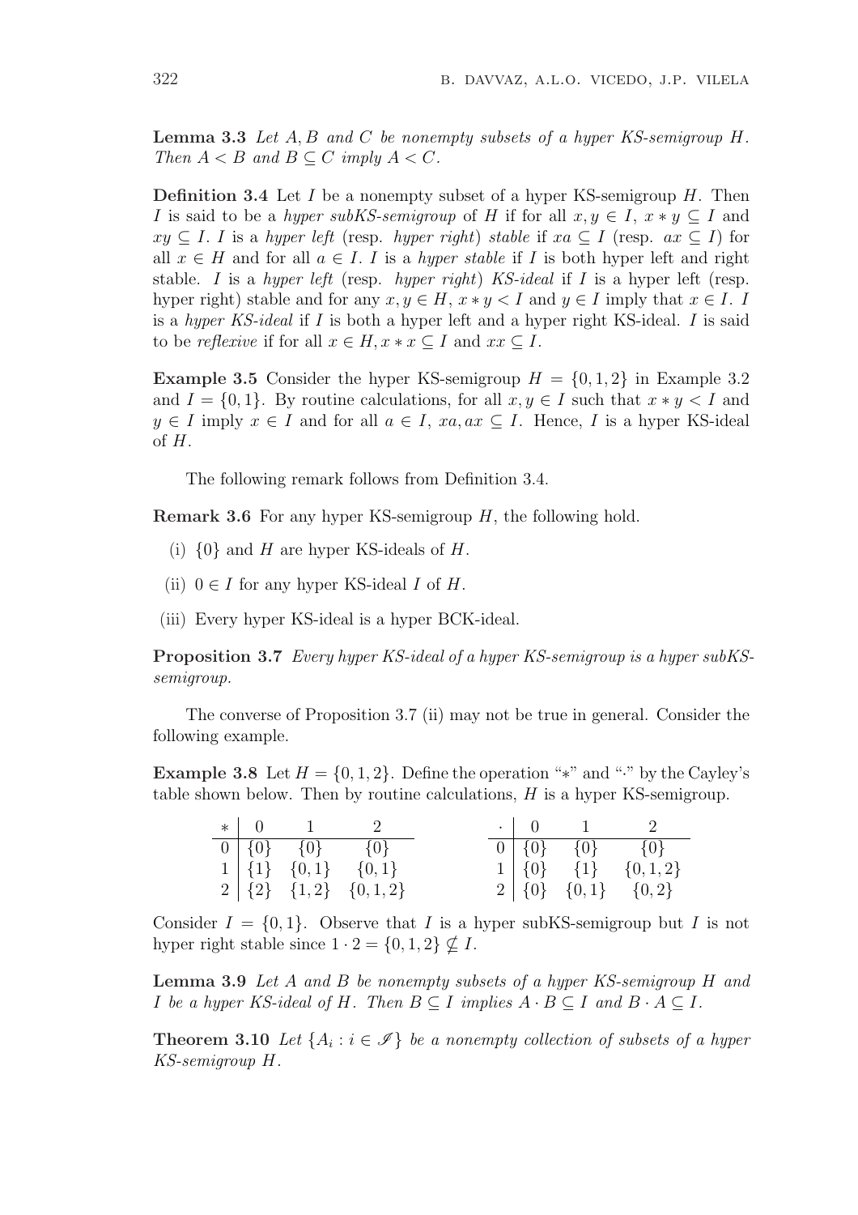**Lemma 3.3** *Let $A, B$ and $C$ be nonempty subsets of a hyper KS-semigroup $H$. Then $A < B$ and $B \subseteq C$ imply $A < C$.*

**Definition 3.4** Let $I$ be a nonempty subset of a hyper KS-semigroup $H$. Then $I$ is said to be a *hyper subKS-semigroup* of $H$ if for all $x, y \in I$, $x * y \subseteq I$ and $xy \subseteq I$. $I$ is a *hyper left* (resp. *hyper right*) *stable* if $xa \subseteq I$ (resp. $ax \subseteq I$) for all $x \in H$ and for all $a \in I$. $I$ is a *hyper stable* if $I$ is both hyper left and right stable. $I$ is a *hyper left* (resp. *hyper right*) *KS-ideal* if $I$ is a hyper left (resp. hyper right) stable and for any $x, y \in H$, $x * y < I$ and $y \in I$ imply that $x \in I$. $I$ is a *hyper KS-ideal* if $I$ is both a hyper left and a hyper right KS-ideal. $I$ is said to be *reflexive* if for all $x \in H, x * x \subseteq I$ and $xx \subseteq I$.

**Example 3.5** Consider the hyper KS-semigroup $H = \{0, 1, 2\}$ in Example 3.2 and $I = \{0, 1\}$. By routine calculations, for all $x, y \in I$ such that $x * y < I$ and $y \in I$ imply $x \in I$ and for all $a \in I$, $xa, ax \subseteq I$. Hence, $I$ is a hyper KS-ideal of $H$.

The following remark follows from Definition 3.4.

**Remark 3.6** For any hyper KS-semigroup $H$, the following hold.

(i) $\{0\}$ and $H$ are hyper KS-ideals of $H$.

(ii) $0 \in I$ for any hyper KS-ideal $I$ of $H$.

(iii) Every hyper KS-ideal is a hyper BCK-ideal.

**Proposition 3.7** *Every hyper KS-ideal of a hyper KS-semigroup is a hyper subKS-semigroup.*

The converse of Proposition 3.7 (ii) may not be true in general. Consider the following example.

**Example 3.8** Let $H = \{0, 1, 2\}$. Define the operation "$*$" and "$\cdot$" by the Cayley's table shown below. Then by routine calculations, $H$ is a hyper KS-semigroup.

| $*$ | 0 | 1 | 2 |
|---|---|---|---|
| 0 | $\{0\}$ | $\{0\}$ | $\{0\}$ |
| 1 | $\{1\}$ | $\{0, 1\}$ | $\{0, 1\}$ |
| 2 | $\{2\}$ | $\{1, 2\}$ | $\{0, 1, 2\}$ |

| $\cdot$ | 0 | 1 | 2 |
|---|---|---|---|
| 0 | $\{0\}$ | $\{0\}$ | $\{0\}$ |
| 1 | $\{0\}$ | $\{1\}$ | $\{0, 1, 2\}$ |
| 2 | $\{0\}$ | $\{0, 1\}$ | $\{0, 2\}$ |

Consider $I = \{0, 1\}$. Observe that $I$ is a hyper subKS-semigroup but $I$ is not hyper right stable since $1 \cdot 2 = \{0, 1, 2\} \nsubseteq I$.

**Lemma 3.9** *Let $A$ and $B$ be nonempty subsets of a hyper KS-semigroup $H$ and $I$ be a hyper KS-ideal of $H$. Then $B \subseteq I$ implies $A \cdot B \subseteq I$ and $B \cdot A \subseteq I$.*

**Theorem 3.10** *Let $\{A_i : i \in \mathscr{I}\}$ be a nonempty collection of subsets of a hyper KS-semigroup $H$.*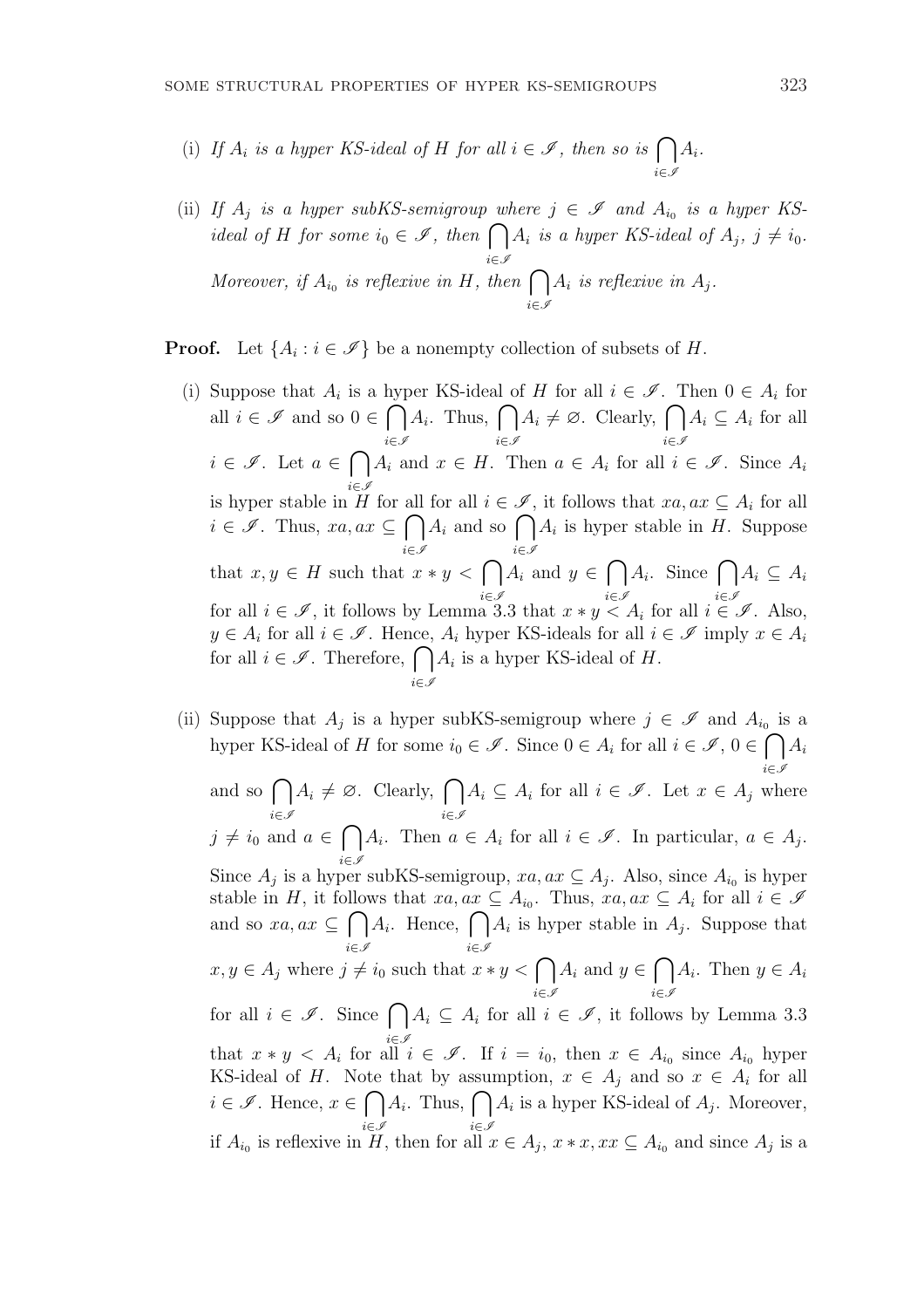(i) *If $A_i$ is a hyper KS-ideal of $H$ for all $i \in \mathscr{I}$, then so is $\bigcap_{i\in\mathscr{I}} A_i$.*

(ii) *If $A_j$ is a hyper subKS-semigroup where $j \in \mathscr{I}$ and $A_{i_0}$ is a hyper KS-ideal of $H$ for some $i_0 \in \mathscr{I}$, then $\bigcap_{i\in\mathscr{I}} A_i$ is a hyper KS-ideal of $A_j$, $j \neq i_0$. Moreover, if $A_{i_0}$ is reflexive in $H$, then $\bigcap_{i\in\mathscr{I}} A_i$ is reflexive in $A_j$.*

**Proof.** Let $\{A_i : i \in \mathscr{I}\}$ be a nonempty collection of subsets of $H$.

(i) Suppose that $A_i$ is a hyper KS-ideal of $H$ for all $i \in \mathscr{I}$. Then $0 \in A_i$ for all $i \in \mathscr{I}$ and so $0 \in \bigcap_{i\in\mathscr{I}} A_i$. Thus, $\bigcap_{i\in\mathscr{I}} A_i \neq \varnothing$. Clearly, $\bigcap_{i\in\mathscr{I}} A_i \subseteq A_i$ for all $i \in \mathscr{I}$. Let $a \in \bigcap_{i\in\mathscr{I}} A_i$ and $x \in H$. Then $a \in A_i$ for all $i \in \mathscr{I}$. Since $A_i$ is hyper stable in $H$ for all for all $i \in \mathscr{I}$, it follows that $xa, ax \subseteq A_i$ for all $i \in \mathscr{I}$. Thus, $xa, ax \subseteq \bigcap_{i\in\mathscr{I}} A_i$ and so $\bigcap_{i\in\mathscr{I}} A_i$ is hyper stable in $H$. Suppose that $x, y \in H$ such that $x * y < \bigcap_{i\in\mathscr{I}} A_i$ and $y \in \bigcap_{i\in\mathscr{I}} A_i$. Since $\bigcap_{i\in\mathscr{I}} A_i \subseteq A_i$ for all $i \in \mathscr{I}$, it follows by Lemma 3.3 that $x * y < A_i$ for all $i \in \mathscr{I}$. Also, $y \in A_i$ for all $i \in \mathscr{I}$. Hence, $A_i$ hyper KS-ideals for all $i \in \mathscr{I}$ imply $x \in A_i$ for all $i \in \mathscr{I}$. Therefore, $\bigcap_{i\in\mathscr{I}} A_i$ is a hyper KS-ideal of $H$.

(ii) Suppose that $A_j$ is a hyper subKS-semigroup where $j \in \mathscr{I}$ and $A_{i_0}$ is a hyper KS-ideal of $H$ for some $i_0 \in \mathscr{I}$. Since $0 \in A_i$ for all $i \in \mathscr{I}$, $0 \in \bigcap_{i\in\mathscr{I}} A_i$ and so $\bigcap_{i\in\mathscr{I}} A_i \neq \varnothing$. Clearly, $\bigcap_{i\in\mathscr{I}} A_i \subseteq A_i$ for all $i \in \mathscr{I}$. Let $x \in A_j$ where $j \neq i_0$ and $a \in \bigcap_{i\in\mathscr{I}} A_i$. Then $a \in A_i$ for all $i \in \mathscr{I}$. In particular, $a \in A_j$. Since $A_j$ is a hyper subKS-semigroup, $xa, ax \subseteq A_j$. Also, since $A_{i_0}$ is hyper stable in $H$, it follows that $xa, ax \subseteq A_{i_0}$. Thus, $xa, ax \subseteq A_i$ for all $i \in \mathscr{I}$ and so $xa, ax \subseteq \bigcap_{i\in\mathscr{I}} A_i$. Hence, $\bigcap_{i\in\mathscr{I}} A_i$ is hyper stable in $A_j$. Suppose that $x, y \in A_j$ where $j \neq i_0$ such that $x * y < \bigcap_{i\in\mathscr{I}} A_i$ and $y \in \bigcap_{i\in\mathscr{I}} A_i$. Then $y \in A_i$ for all $i \in \mathscr{I}$. Since $\bigcap_{i\in\mathscr{I}} A_i \subseteq A_i$ for all $i \in \mathscr{I}$, it follows by Lemma 3.3 that $x * y < A_i$ for all $i \in \mathscr{I}$. If $i = i_0$, then $x \in A_{i_0}$ since $A_{i_0}$ hyper KS-ideal of $H$. Note that by assumption, $x \in A_j$ and so $x \in A_i$ for all $i \in \mathscr{I}$. Hence, $x \in \bigcap_{i\in\mathscr{I}} A_i$. Thus, $\bigcap_{i\in\mathscr{I}} A_i$ is a hyper KS-ideal of $A_j$. Moreover, if $A_{i_0}$ is reflexive in $H$, then for all $x \in A_j$, $x * x, xx \subseteq A_{i_0}$ and since $A_j$ is a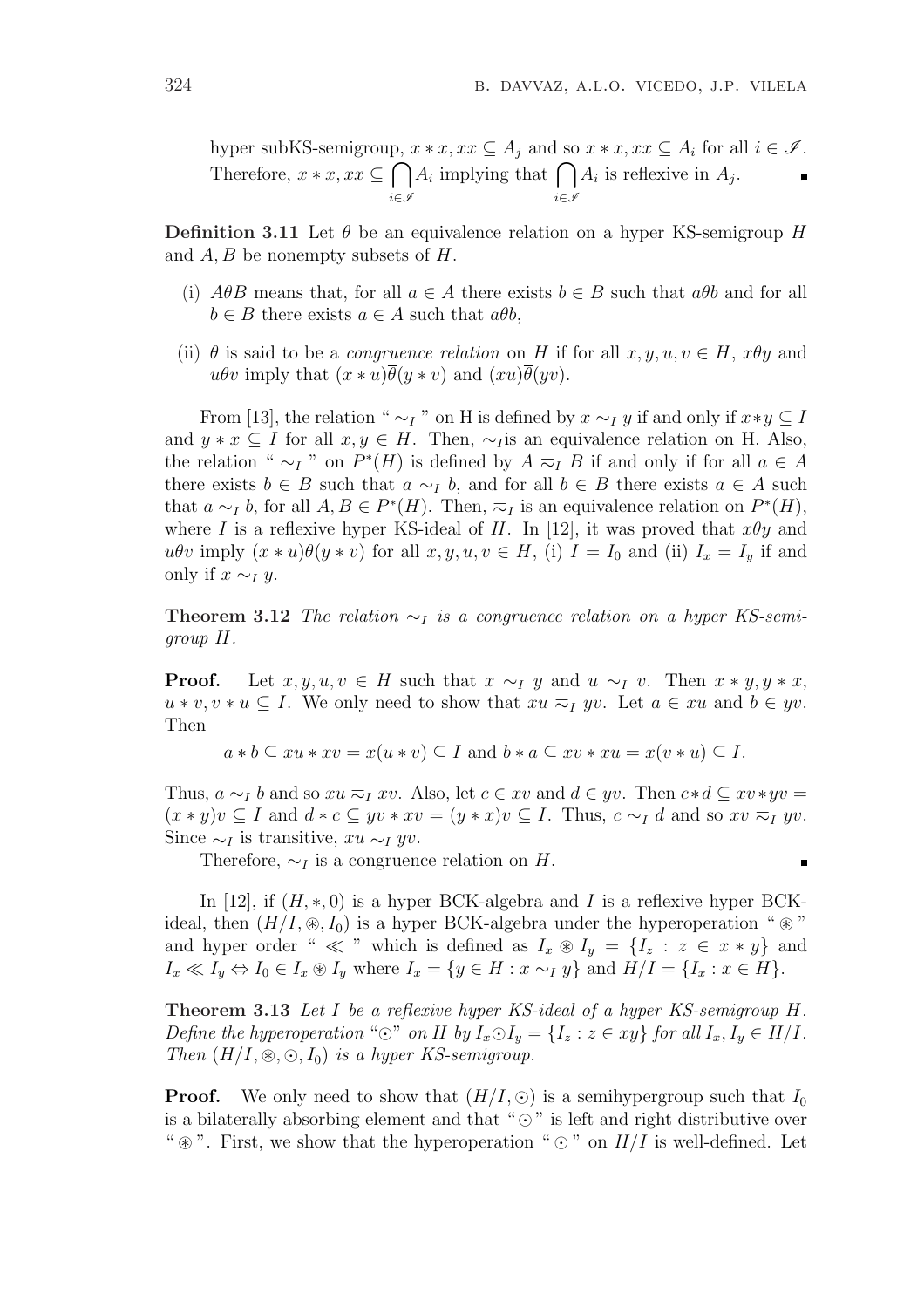hyper subKS-semigroup, $x * x, xx \subseteq A_j$ and so $x * x, xx \subseteq A_i$ for all $i \in \mathscr{I}$. Therefore, $x * x, xx \subseteq \bigcap_{i \in \mathscr{I}} A_i$ implying that $\bigcap_{i \in \mathscr{I}} A_i$ is reflexive in $A_j$. ∎

**Definition 3.11** Let $\theta$ be an equivalence relation on a hyper KS-semigroup $H$ and $A, B$ be nonempty subsets of $H$.

(i) $A\overline{\theta}B$ means that, for all $a \in A$ there exists $b \in B$ such that $a\theta b$ and for all $b \in B$ there exists $a \in A$ such that $a\theta b$,

(ii) $\theta$ is said to be a *congruence relation* on $H$ if for all $x, y, u, v \in H$, $x\theta y$ and $u\theta v$ imply that $(x * u)\overline{\theta}(y * v)$ and $(xu)\overline{\theta}(yv)$.

From [13], the relation " $\sim_I$ " on H is defined by $x \sim_I y$ if and only if $x*y \subseteq I$ and $y * x \subseteq I$ for all $x, y \in H$. Then, $\sim_I$is an equivalence relation on H. Also, the relation " $\sim_I$ " on $P^*(H)$ is defined by $A \eqsim_I B$ if and only if for all $a \in A$ there exists $b \in B$ such that $a \sim_I b$, and for all $b \in B$ there exists $a \in A$ such that $a \sim_I b$, for all $A, B \in P^*(H)$. Then, $\eqsim_I$ is an equivalence relation on $P^*(H)$, where $I$ is a reflexive hyper KS-ideal of $H$. In [12], it was proved that $x\theta y$ and $u\theta v$ imply $(x * u)\overline{\theta}(y * v)$ for all $x, y, u, v \in H$, (i) $I = I_0$ and (ii) $I_x = I_y$ if and only if $x \sim_I y$.

**Theorem 3.12** *The relation $\sim_I$ is a congruence relation on a hyper KS-semigroup $H$.*

**Proof.** Let $x, y, u, v \in H$ such that $x \sim_I y$ and $u \sim_I v$. Then $x * y, y * x$, $u * v, v * u \subseteq I$. We only need to show that $xu \eqsim_I yv$. Let $a \in xu$ and $b \in yv$. Then

$$a * b \subseteq xu * xv = x(u * v) \subseteq I \text{ and } b * a \subseteq xv * xu = x(v * u) \subseteq I.$$

Thus, $a \sim_I b$ and so $xu \eqsim_I xv$. Also, let $c \in xv$ and $d \in yv$. Then $c*d \subseteq xv*yv = (x * y)v \subseteq I$ and $d * c \subseteq yv * xv = (y * x)v \subseteq I$. Thus, $c \sim_I d$ and so $xv \eqsim_I yv$. Since $\eqsim_I$ is transitive, $xu \eqsim_I yv$.

Therefore, $\sim_I$ is a congruence relation on $H$. ∎

In [12], if $(H, *, 0)$ is a hyper BCK-algebra and $I$ is a reflexive hyper BCK-ideal, then $(H/I, \circledast, I_0)$ is a hyper BCK-algebra under the hyperoperation " $\circledast$ " and hyper order " $\ll$ " which is defined as $I_x \circledast I_y = \{I_z : z \in x * y\}$ and $I_x \ll I_y \Leftrightarrow I_0 \in I_x \circledast I_y$ where $I_x = \{y \in H : x \sim_I y\}$ and $H/I = \{I_x : x \in H\}$.

**Theorem 3.13** *Let $I$ be a reflexive hyper KS-ideal of a hyper KS-semigroup $H$. Define the hyperoperation "$\odot$" on $H$ by $I_x \odot I_y = \{I_z : z \in xy\}$ for all $I_x, I_y \in H/I$. Then $(H/I, \circledast, \odot, I_0)$ is a hyper KS-semigroup.*

**Proof.** We only need to show that $(H/I, \odot)$ is a semihypergroup such that $I_0$ is a bilaterally absorbing element and that " $\odot$ " is left and right distributive over " $\circledast$ ". First, we show that the hyperoperation " $\odot$ " on $H/I$ is well-defined. Let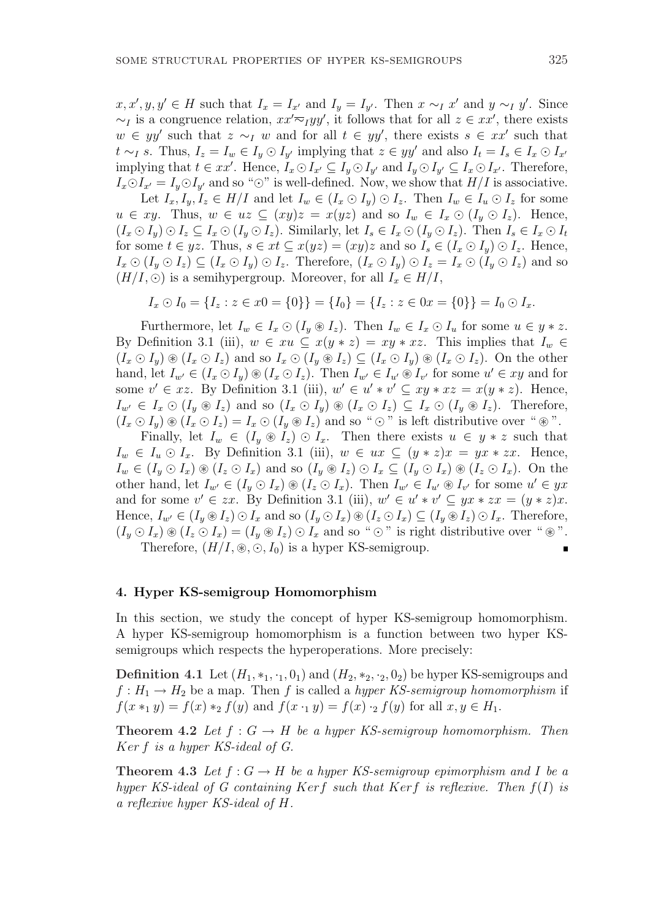$x, x', y, y' \in H$ such that $I_x = I_{x'}$ and $I_y = I_{y'}$. Then $x \sim_I x'$ and $y \sim_I y'$. Since $\sim_I$ is a congruence relation, $xx' \overline{\approx}_I yy'$, it follows that for all $z \in xx'$, there exists $w \in yy'$ such that $z \sim_I w$ and for all $t \in yy'$, there exists $s \in xx'$ such that $t \sim_I s$. Thus, $I_z = I_w \in I_y \odot I_{y'}$ implying that $z \in yy'$ and also $I_t = I_s \in I_x \odot I_{x'}$ implying that $t \in xx'$. Hence, $I_x \odot I_{x'} \subseteq I_y \odot I_{y'}$ and $I_y \odot I_{y'} \subseteq I_x \odot I_{x'}$. Therefore, $I_x \odot I_{x'} = I_y \odot I_{y'}$ and so "$\odot$" is well-defined. Now, we show that $H/I$ is associative.

Let $I_x, I_y, I_z \in H/I$ and let $I_w \in (I_x \odot I_y) \odot I_z$. Then $I_w \in I_u \odot I_z$ for some $u \in xy$. Thus, $w \in uz \subseteq (xy)z = x(yz)$ and so $I_w \in I_x \odot (I_y \odot I_z)$. Hence, $(I_x \odot I_y) \odot I_z \subseteq I_x \odot (I_y \odot I_z)$. Similarly, let $I_s \in I_x \odot (I_y \odot I_z)$. Then $I_s \in I_x \odot I_t$ for some $t \in yz$. Thus, $s \in xt \subseteq x(yz) = (xy)z$ and so $I_s \in (I_x \odot I_y) \odot I_z$. Hence, $I_x \odot (I_y \odot I_z) \subseteq (I_x \odot I_y) \odot I_z$. Therefore, $(I_x \odot I_y) \odot I_z = I_x \odot (I_y \odot I_z)$ and so $(H/I, \odot)$ is a semihypergroup. Moreover, for all $I_x \in H/I$,

$$I_x \odot I_0 = \{I_z : z \in x0 = \{0\}\} = \{I_0\} = \{I_z : z \in 0x = \{0\}\} = I_0 \odot I_x.$$

Furthermore, let $I_w \in I_x \odot (I_y \circledast I_z)$. Then $I_w \in I_x \odot I_u$ for some $u \in y * z$. By Definition 3.1 (iii), $w \in xu \subseteq x(y * z) = xy * xz$. This implies that $I_w \in (I_x \odot I_y) \circledast (I_x \odot I_z)$ and so $I_x \odot (I_y \circledast I_z) \subseteq (I_x \odot I_y) \circledast (I_x \odot I_z)$. On the other hand, let $I_{w'} \in (I_x \odot I_y) \circledast (I_x \odot I_z)$. Then $I_{w'} \in I_{u'} \circledast I_{v'}$ for some $u' \in xy$ and for some $v' \in xz$. By Definition 3.1 (iii), $w' \in u' * v' \subseteq xy * xz = x(y * z)$. Hence, $I_{w'} \in I_x \odot (I_y \circledast I_z)$ and so $(I_x \odot I_y) \circledast (I_x \odot I_z) \subseteq I_x \odot (I_y \circledast I_z)$. Therefore, $(I_x \odot I_y) \circledast (I_x \odot I_z) = I_x \odot (I_y \circledast I_z)$ and so "$\odot$" is left distributive over "$\circledast$".

Finally, let $I_w \in (I_y \circledast I_z) \odot I_x$. Then there exists $u \in y * z$ such that $I_w \in I_u \odot I_x$. By Definition 3.1 (iii), $w \in ux \subseteq (y * z)x = yx * zx$. Hence, $I_w \in (I_y \odot I_x) \circledast (I_z \odot I_x)$ and so $(I_y \circledast I_z) \odot I_x \subseteq (I_y \odot I_x) \circledast (I_z \odot I_x)$. On the other hand, let $I_{w'} \in (I_y \odot I_x) \circledast (I_z \odot I_x)$. Then $I_{w'} \in I_{u'} \circledast I_{v'}$ for some $u' \in yx$ and for some $v' \in zx$. By Definition 3.1 (iii), $w' \in u' * v' \subseteq yx * zx = (y * z)x$. Hence, $I_{w'} \in (I_y \circledast I_z) \odot I_x$ and so $(I_y \odot I_x) \circledast (I_z \odot I_x) \subseteq (I_y \circledast I_z) \odot I_x$. Therefore, $(I_y \odot I_x) \circledast (I_z \odot I_x) = (I_y \circledast I_z) \odot I_x$ and so "$\odot$" is right distributive over "$\circledast$".

Therefore, $(H/I, \circledast, \odot, I_0)$ is a hyper KS-semigroup. ∎

## 4. Hyper KS-semigroup Homomorphism

In this section, we study the concept of hyper KS-semigroup homomorphism. A hyper KS-semigroup homomorphism is a function between two hyper KS-semigroups which respects the hyperoperations. More precisely:

**Definition 4.1** Let $(H_1, *_1, \cdot_1, 0_1)$ and $(H_2, *_2, \cdot_2, 0_2)$ be hyper KS-semigroups and $f : H_1 \to H_2$ be a map. Then $f$ is called a *hyper KS-semigroup homomorphism* if $f(x *_1 y) = f(x) *_2 f(y)$ and $f(x \cdot_1 y) = f(x) \cdot_2 f(y)$ for all $x, y \in H_1$.

**Theorem 4.2** *Let $f : G \to H$ be a hyper KS-semigroup homomorphism. Then $Ker\, f$ is a hyper KS-ideal of $G$.*

**Theorem 4.3** *Let $f : G \to H$ be a hyper KS-semigroup epimorphism and $I$ be a hyper KS-ideal of $G$ containing $Ker f$ such that $Ker f$ is reflexive. Then $f(I)$ is a reflexive hyper KS-ideal of $H$.*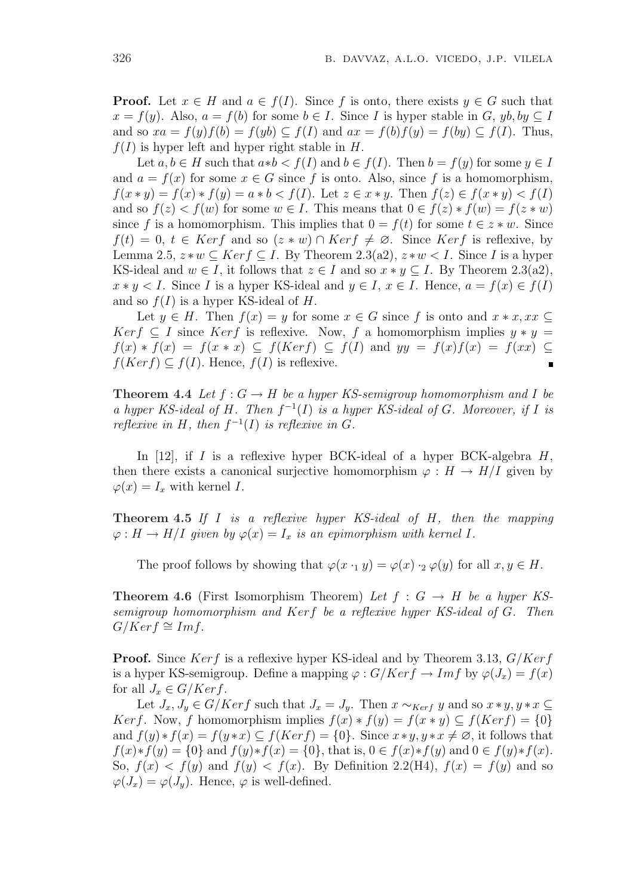**Proof.** Let $x \in H$ and $a \in f(I)$. Since $f$ is onto, there exists $y \in G$ such that $x = f(y)$. Also, $a = f(b)$ for some $b \in I$. Since $I$ is hyper stable in $G$, $yb, by \subseteq I$ and so $xa = f(y)f(b) = f(yb) \subseteq f(I)$ and $ax = f(b)f(y) = f(by) \subseteq f(I)$. Thus, $f(I)$ is hyper left and hyper right stable in $H$.

Let $a, b \in H$ such that $a*b < f(I)$ and $b \in f(I)$. Then $b = f(y)$ for some $y \in I$ and $a = f(x)$ for some $x \in G$ since $f$ is onto. Also, since $f$ is a homomorphism, $f(x * y) = f(x) * f(y) = a * b < f(I)$. Let $z \in x * y$. Then $f(z) \in f(x * y) < f(I)$ and so $f(z) < f(w)$ for some $w \in I$. This means that $0 \in f(z) * f(w) = f(z * w)$ since $f$ is a homomorphism. This implies that $0 = f(t)$ for some $t \in z * w$. Since $f(t) = 0$, $t \in Kerf$ and so $(z * w) \cap Kerf \neq \varnothing$. Since $Kerf$ is reflexive, by Lemma 2.5, $z * w \subseteq Kerf \subseteq I$. By Theorem 2.3(a2), $z * w < I$. Since $I$ is a hyper KS-ideal and $w \in I$, it follows that $z \in I$ and so $x * y \subseteq I$. By Theorem 2.3(a2), $x * y < I$. Since $I$ is a hyper KS-ideal and $y \in I$, $x \in I$. Hence, $a = f(x) \in f(I)$ and so $f(I)$ is a hyper KS-ideal of $H$.

Let $y \in H$. Then $f(x) = y$ for some $x \in G$ since $f$ is onto and $x * x, xx \subseteq Kerf \subseteq I$ since $Kerf$ is reflexive. Now, $f$ a homomorphism implies $y * y = f(x) * f(x) = f(x * x) \subseteq f(Kerf) \subseteq f(I)$ and $yy = f(x)f(x) = f(xx) \subseteq f(Kerf) \subseteq f(I)$. Hence, $f(I)$ is reflexive. ∎

**Theorem 4.4** *Let $f : G \to H$ be a hyper KS-semigroup homomorphism and $I$ be a hyper KS-ideal of $H$. Then $f^{-1}(I)$ is a hyper KS-ideal of $G$. Moreover, if $I$ is reflexive in $H$, then $f^{-1}(I)$ is reflexive in $G$.*

In [12], if $I$ is a reflexive hyper BCK-ideal of a hyper BCK-algebra $H$, then there exists a canonical surjective homomorphism $\varphi : H \to H/I$ given by $\varphi(x) = I_x$ with kernel $I$.

**Theorem 4.5** *If $I$ is a reflexive hyper KS-ideal of $H$, then the mapping $\varphi : H \to H/I$ given by $\varphi(x) = I_x$ is an epimorphism with kernel $I$.*

The proof follows by showing that $\varphi(x \cdot_1 y) = \varphi(x) \cdot_2 \varphi(y)$ for all $x, y \in H$.

**Theorem 4.6** (First Isomorphism Theorem) *Let $f : G \to H$ be a hyper KS-semigroup homomorphism and $Kerf$ be a reflexive hyper KS-ideal of $G$. Then $G/Kerf \cong Imf$.*

**Proof.** Since $Kerf$ is a reflexive hyper KS-ideal and by Theorem 3.13, $G/Kerf$ is a hyper KS-semigroup. Define a mapping $\varphi : G/Kerf \to Imf$ by $\varphi(J_x) = f(x)$ for all $J_x \in G/Kerf$.

Let $J_x, J_y \in G/Kerf$ such that $J_x = J_y$. Then $x \sim_{Kerf} y$ and so $x * y, y * x \subseteq Kerf$. Now, $f$ homomorphism implies $f(x) * f(y) = f(x * y) \subseteq f(Kerf) = \{0\}$ and $f(y) * f(x) = f(y * x) \subseteq f(Kerf) = \{0\}$. Since $x * y, y * x \neq \varnothing$, it follows that $f(x) * f(y) = \{0\}$ and $f(y) * f(x) = \{0\}$, that is, $0 \in f(x) * f(y)$ and $0 \in f(y) * f(x)$. So, $f(x) < f(y)$ and $f(y) < f(x)$. By Definition 2.2(H4), $f(x) = f(y)$ and so $\varphi(J_x) = \varphi(J_y)$. Hence, $\varphi$ is well-defined.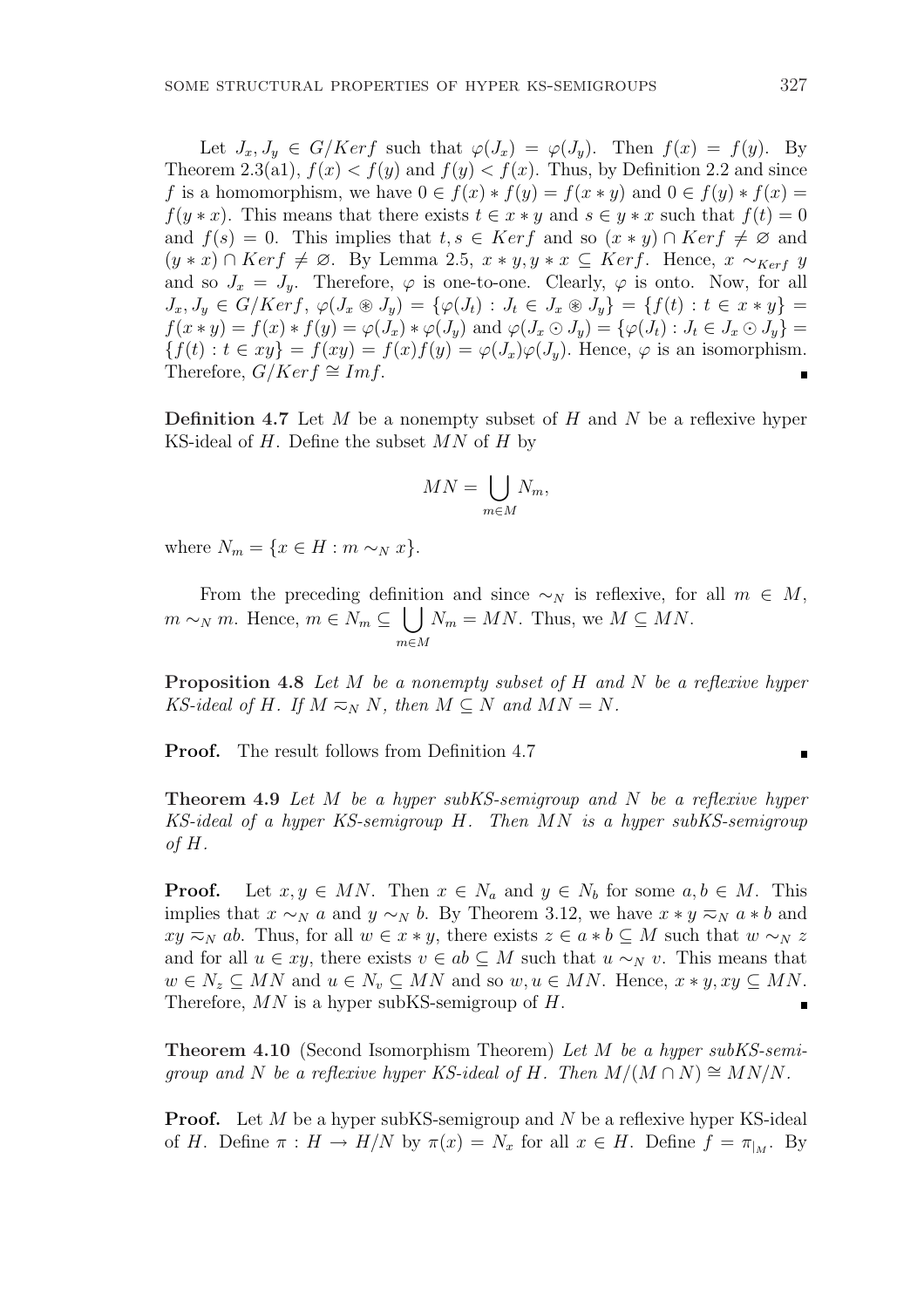Let $J_x, J_y \in G/Kerf$ such that $\varphi(J_x) = \varphi(J_y)$. Then $f(x) = f(y)$. By Theorem 2.3(a1), $f(x) < f(y)$ and $f(y) < f(x)$. Thus, by Definition 2.2 and since $f$ is a homomorphism, we have $0 \in f(x) * f(y) = f(x * y)$ and $0 \in f(y) * f(x) = f(y * x)$. This means that there exists $t \in x * y$ and $s \in y * x$ such that $f(t) = 0$ and $f(s) = 0$. This implies that $t, s \in Kerf$ and so $(x * y) \cap Kerf \neq \varnothing$ and $(y * x) \cap Kerf \neq \varnothing$. By Lemma 2.5, $x * y, y * x \subseteq Kerf$. Hence, $x \sim_{Kerf} y$ and so $J_x = J_y$. Therefore, $\varphi$ is one-to-one. Clearly, $\varphi$ is onto. Now, for all $J_x, J_y \in G/Kerf$, $\varphi(J_x \circledast J_y) = \{\varphi(J_t) : J_t \in J_x \circledast J_y\} = \{f(t) : t \in x * y\} = f(x * y) = f(x) * f(y) = \varphi(J_x) * \varphi(J_y)$ and $\varphi(J_x \odot J_y) = \{\varphi(J_t) : J_t \in J_x \odot J_y\} = \{f(t) : t \in xy\} = f(xy) = f(x)f(y) = \varphi(J_x)\varphi(J_y)$. Hence, $\varphi$ is an isomorphism. Therefore, $G/Kerf \cong Imf$. ∎

**Definition 4.7** Let $M$ be a nonempty subset of $H$ and $N$ be a reflexive hyper KS-ideal of $H$. Define the subset $MN$ of $H$ by

$$MN = \bigcup_{m \in M} N_m,$$

where $N_m = \{x \in H : m \sim_N x\}$.

From the preceding definition and since $\sim_N$ is reflexive, for all $m \in M$, $m \sim_N m$. Hence, $m \in N_m \subseteq \bigcup_{m \in M} N_m = MN$. Thus, we $M \subseteq MN$.

**Proposition 4.8** *Let $M$ be a nonempty subset of $H$ and $N$ be a reflexive hyper KS-ideal of $H$. If $M \eqsim_N N$, then $M \subseteq N$ and $MN = N$.*

**Proof.** The result follows from Definition 4.7 ∎

**Theorem 4.9** *Let $M$ be a hyper subKS-semigroup and $N$ be a reflexive hyper KS-ideal of a hyper KS-semigroup $H$. Then $MN$ is a hyper subKS-semigroup of $H$.*

**Proof.** Let $x, y \in MN$. Then $x \in N_a$ and $y \in N_b$ for some $a, b \in M$. This implies that $x \sim_N a$ and $y \sim_N b$. By Theorem 3.12, we have $x * y \eqsim_N a * b$ and $xy \eqsim_N ab$. Thus, for all $w \in x * y$, there exists $z \in a * b \subseteq M$ such that $w \sim_N z$ and for all $u \in xy$, there exists $v \in ab \subseteq M$ such that $u \sim_N v$. This means that $w \in N_z \subseteq MN$ and $u \in N_v \subseteq MN$ and so $w, u \in MN$. Hence, $x * y, xy \subseteq MN$. Therefore, $MN$ is a hyper subKS-semigroup of $H$. ∎

**Theorem 4.10** (Second Isomorphism Theorem) *Let $M$ be a hyper subKS-semigroup and $N$ be a reflexive hyper KS-ideal of $H$. Then $M/(M \cap N) \cong MN/N$.*

**Proof.** Let $M$ be a hyper subKS-semigroup and $N$ be a reflexive hyper KS-ideal of $H$. Define $\pi : H \to H/N$ by $\pi(x) = N_x$ for all $x \in H$. Define $f = \pi_{|_M}$. By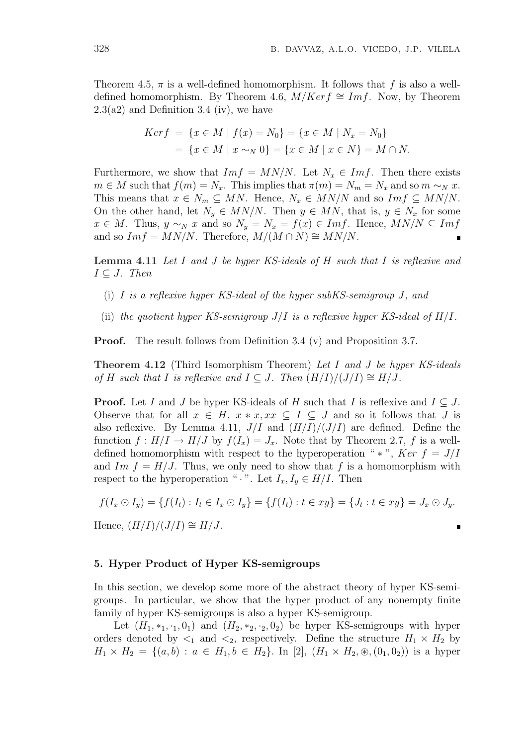Theorem 4.5, $\pi$ is a well-defined homomorphism. It follows that $f$ is also a well-defined homomorphism. By Theorem 4.6, $M/Ker f \cong Im f$. Now, by Theorem 2.3(a2) and Definition 3.4 (iv), we have

$$\begin{aligned} Ker f &= \{x \in M \mid f(x) = N_0\} = \{x \in M \mid N_x = N_0\} \\ &= \{x \in M \mid x \sim_N 0\} = \{x \in M \mid x \in N\} = M \cap N. \end{aligned}$$

Furthermore, we show that $Im f = MN/N$. Let $N_x \in Im f$. Then there exists $m \in M$ such that $f(m) = N_x$. This implies that $\pi(m) = N_m = N_x$ and so $m \sim_N x$. This means that $x \in N_m \subseteq MN$. Hence, $N_x \in MN/N$ and so $Im f \subseteq MN/N$. On the other hand, let $N_y \in MN/N$. Then $y \in MN$, that is, $y \in N_x$ for some $x \in M$. Thus, $y \sim_N x$ and so $N_y = N_x = f(x) \in Im f$. Hence, $MN/N \subseteq Im f$ and so $Im f = MN/N$. Therefore, $M/(M \cap N) \cong MN/N$. ∎

**Lemma 4.11** *Let $I$ and $J$ be hyper KS-ideals of $H$ such that $I$ is reflexive and $I \subseteq J$. Then*

- (i) *$I$ is a reflexive hyper KS-ideal of the hyper subKS-semigroup $J$, and*
- (ii) *the quotient hyper KS-semigroup $J/I$ is a reflexive hyper KS-ideal of $H/I$.*

**Proof.** The result follows from Definition 3.4 (v) and Proposition 3.7.

**Theorem 4.12** (Third Isomorphism Theorem) *Let $I$ and $J$ be hyper KS-ideals of $H$ such that $I$ is reflexive and $I \subseteq J$. Then $(H/I)/(J/I) \cong H/J$.*

**Proof.** Let $I$ and $J$ be hyper KS-ideals of $H$ such that $I$ is reflexive and $I \subseteq J$. Observe that for all $x \in H$, $x * x, xx \subseteq I \subseteq J$ and so it follows that $J$ is also reflexive. By Lemma 4.11, $J/I$ and $(H/I)/(J/I)$ are defined. Define the function $f : H/I \to H/J$ by $f(I_x) = J_x$. Note that by Theorem 2.7, $f$ is a well-defined homomorphism with respect to the hyperoperation "$*$", $Ker\ f = J/I$ and $Im\ f = H/J$. Thus, we only need to show that $f$ is a homomorphism with respect to the hyperoperation "$\cdot$". Let $I_x, I_y \in H/I$. Then

$$f(I_x \odot I_y) = \{f(I_t) : I_t \in I_x \odot I_y\} = \{f(I_t) : t \in xy\} = \{J_t : t \in xy\} = J_x \odot J_y.$$

Hence, $(H/I)/(J/I) \cong H/J$. ∎

## 5. Hyper Product of Hyper KS-semigroups

In this section, we develop some more of the abstract theory of hyper KS-semigroups. In particular, we show that the hyper product of any nonempty finite family of hyper KS-semigroups is also a hyper KS-semigroup.

Let $(H_1, *_1, \cdot_1, 0_1)$ and $(H_2, *_2, \cdot_2, 0_2)$ be hyper KS-semigroups with hyper orders denoted by $<_1$ and $<_2$, respectively. Define the structure $H_1 \times H_2$ by $H_1 \times H_2 = \{(a, b) : a \in H_1, b \in H_2\}$. In [2], $(H_1 \times H_2, \circledast, (0_1, 0_2))$ is a hyper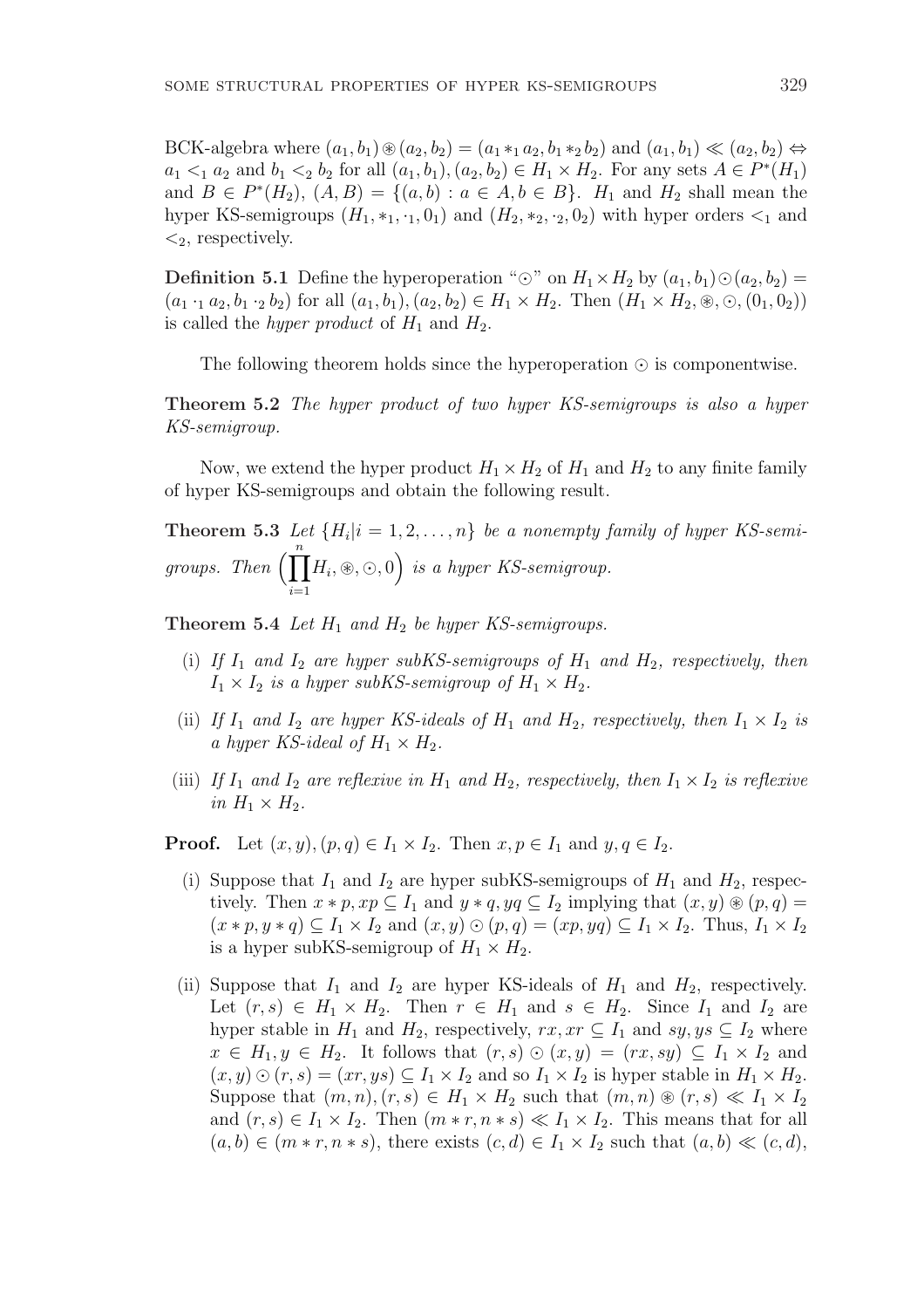BCK-algebra where $(a_1, b_1) \circledast (a_2, b_2) = (a_1 *_1 a_2, b_1 *_2 b_2)$ and $(a_1, b_1) \ll (a_2, b_2) \Leftrightarrow a_1 <_1 a_2$ and $b_1 <_2 b_2$ for all $(a_1, b_1), (a_2, b_2) \in H_1 \times H_2$. For any sets $A \in P^*(H_1)$ and $B \in P^*(H_2)$, $(A, B) = \{(a, b) : a \in A, b \in B\}$. $H_1$ and $H_2$ shall mean the hyper KS-semigroups $(H_1, *_1, \cdot_1, 0_1)$ and $(H_2, *_2, \cdot_2, 0_2)$ with hyper orders $<_1$ and $<_2$, respectively.

**Definition 5.1** Define the hyperoperation "$\odot$" on $H_1 \times H_2$ by $(a_1, b_1) \odot (a_2, b_2) = (a_1 \cdot_1 a_2, b_1 \cdot_2 b_2)$ for all $(a_1, b_1), (a_2, b_2) \in H_1 \times H_2$. Then $(H_1 \times H_2, \circledast, \odot, (0_1, 0_2))$ is called the *hyper product* of $H_1$ and $H_2$.

The following theorem holds since the hyperoperation $\odot$ is componentwise.

**Theorem 5.2** *The hyper product of two hyper KS-semigroups is also a hyper KS-semigroup.*

Now, we extend the hyper product $H_1 \times H_2$ of $H_1$ and $H_2$ to any finite family of hyper KS-semigroups and obtain the following result.

**Theorem 5.3** *Let $\{H_i | i = 1, 2, \ldots, n\}$ be a nonempty family of hyper KS-semigroups. Then $\Big(\prod_{i=1}^{n} H_i, \circledast, \odot, 0\Big)$ is a hyper KS-semigroup.*

**Theorem 5.4** *Let $H_1$ and $H_2$ be hyper KS-semigroups.*

(i) *If $I_1$ and $I_2$ are hyper subKS-semigroups of $H_1$ and $H_2$, respectively, then $I_1 \times I_2$ is a hyper subKS-semigroup of $H_1 \times H_2$.*

(ii) *If $I_1$ and $I_2$ are hyper KS-ideals of $H_1$ and $H_2$, respectively, then $I_1 \times I_2$ is a hyper KS-ideal of $H_1 \times H_2$.*

(iii) *If $I_1$ and $I_2$ are reflexive in $H_1$ and $H_2$, respectively, then $I_1 \times I_2$ is reflexive in $H_1 \times H_2$.*

**Proof.** Let $(x, y), (p, q) \in I_1 \times I_2$. Then $x, p \in I_1$ and $y, q \in I_2$.

(i) Suppose that $I_1$ and $I_2$ are hyper subKS-semigroups of $H_1$ and $H_2$, respectively. Then $x * p, xp \subseteq I_1$ and $y * q, yq \subseteq I_2$ implying that $(x, y) \circledast (p, q) = (x * p, y * q) \subseteq I_1 \times I_2$ and $(x, y) \odot (p, q) = (xp, yq) \subseteq I_1 \times I_2$. Thus, $I_1 \times I_2$ is a hyper subKS-semigroup of $H_1 \times H_2$.

(ii) Suppose that $I_1$ and $I_2$ are hyper KS-ideals of $H_1$ and $H_2$, respectively. Let $(r, s) \in H_1 \times H_2$. Then $r \in H_1$ and $s \in H_2$. Since $I_1$ and $I_2$ are hyper stable in $H_1$ and $H_2$, respectively, $rx, xr \subseteq I_1$ and $sy, ys \subseteq I_2$ where $x \in H_1, y \in H_2$. It follows that $(r, s) \odot (x, y) = (rx, sy) \subseteq I_1 \times I_2$ and $(x, y) \odot (r, s) = (xr, ys) \subseteq I_1 \times I_2$ and so $I_1 \times I_2$ is hyper stable in $H_1 \times H_2$. Suppose that $(m, n), (r, s) \in H_1 \times H_2$ such that $(m, n) \circledast (r, s) \ll I_1 \times I_2$ and $(r, s) \in I_1 \times I_2$. Then $(m * r, n * s) \ll I_1 \times I_2$. This means that for all $(a, b) \in (m * r, n * s)$, there exists $(c, d) \in I_1 \times I_2$ such that $(a, b) \ll (c, d)$,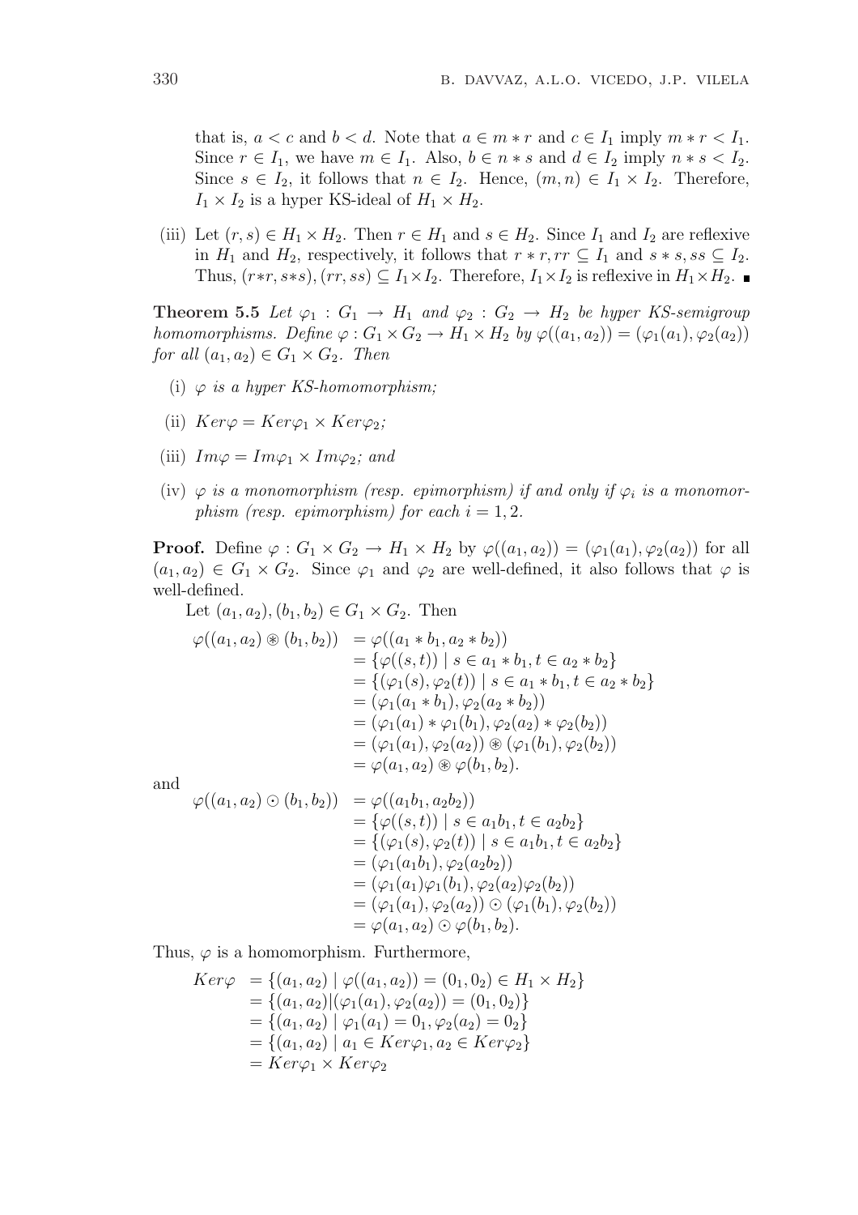that is, $a < c$ and $b < d$. Note that $a \in m * r$ and $c \in I_1$ imply $m * r < I_1$. Since $r \in I_1$, we have $m \in I_1$. Also, $b \in n * s$ and $d \in I_2$ imply $n * s < I_2$. Since $s \in I_2$, it follows that $n \in I_2$. Hence, $(m, n) \in I_1 \times I_2$. Therefore, $I_1 \times I_2$ is a hyper KS-ideal of $H_1 \times H_2$.

(iii) Let $(r, s) \in H_1 \times H_2$. Then $r \in H_1$ and $s \in H_2$. Since $I_1$ and $I_2$ are reflexive in $H_1$ and $H_2$, respectively, it follows that $r * r, rr \subseteq I_1$ and $s * s, ss \subseteq I_2$. Thus, $(r*r, s*s), (rr, ss) \subseteq I_1 \times I_2$. Therefore, $I_1 \times I_2$ is reflexive in $H_1 \times H_2$. ∎

**Theorem 5.5** *Let $\varphi_1 : G_1 \to H_1$ and $\varphi_2 : G_2 \to H_2$ be hyper KS-semigroup homomorphisms. Define $\varphi : G_1 \times G_2 \to H_1 \times H_2$ by $\varphi((a_1, a_2)) = (\varphi_1(a_1), \varphi_2(a_2))$ for all $(a_1, a_2) \in G_1 \times G_2$. Then*

(i) *$\varphi$ is a hyper KS-homomorphism;*

(ii) *$Ker\varphi = Ker\varphi_1 \times Ker\varphi_2$;*

(iii) *$Im\varphi = Im\varphi_1 \times Im\varphi_2$; and*

(iv) *$\varphi$ is a monomorphism (resp. epimorphism) if and only if $\varphi_i$ is a monomorphism (resp. epimorphism) for each $i = 1, 2$.*

**Proof.** Define $\varphi : G_1 \times G_2 \to H_1 \times H_2$ by $\varphi((a_1, a_2)) = (\varphi_1(a_1), \varphi_2(a_2))$ for all $(a_1, a_2) \in G_1 \times G_2$. Since $\varphi_1$ and $\varphi_2$ are well-defined, it also follows that $\varphi$ is well-defined.

Let $(a_1, a_2), (b_1, b_2) \in G_1 \times G_2$. Then

$$\begin{aligned}
\varphi((a_1, a_2) \circledast (b_1, b_2)) &= \varphi((a_1 * b_1, a_2 * b_2)) \\
&= \{\varphi((s,t)) \mid s \in a_1 * b_1, t \in a_2 * b_2\} \\
&= \{(\varphi_1(s), \varphi_2(t)) \mid s \in a_1 * b_1, t \in a_2 * b_2\} \\
&= (\varphi_1(a_1 * b_1), \varphi_2(a_2 * b_2)) \\
&= (\varphi_1(a_1) * \varphi_1(b_1), \varphi_2(a_2) * \varphi_2(b_2)) \\
&= (\varphi_1(a_1), \varphi_2(a_2)) \circledast (\varphi_1(b_1), \varphi_2(b_2)) \\
&= \varphi(a_1, a_2) \circledast \varphi(b_1, b_2).
\end{aligned}$$

and

$$\begin{aligned}
\varphi((a_1, a_2) \odot (b_1, b_2)) &= \varphi((a_1 b_1, a_2 b_2)) \\
&= \{\varphi((s,t)) \mid s \in a_1 b_1, t \in a_2 b_2\} \\
&= \{(\varphi_1(s), \varphi_2(t)) \mid s \in a_1 b_1, t \in a_2 b_2\} \\
&= (\varphi_1(a_1 b_1), \varphi_2(a_2 b_2)) \\
&= (\varphi_1(a_1)\varphi_1(b_1), \varphi_2(a_2)\varphi_2(b_2)) \\
&= (\varphi_1(a_1), \varphi_2(a_2)) \odot (\varphi_1(b_1), \varphi_2(b_2)) \\
&= \varphi(a_1, a_2) \odot \varphi(b_1, b_2).
\end{aligned}$$

Thus, $\varphi$ is a homomorphism. Furthermore,

$$\begin{aligned}
Ker\varphi &= \{(a_1, a_2) \mid \varphi((a_1, a_2)) = (0_1, 0_2) \in H_1 \times H_2\} \\
&= \{(a_1, a_2) \mid (\varphi_1(a_1), \varphi_2(a_2)) = (0_1, 0_2)\} \\
&= \{(a_1, a_2) \mid \varphi_1(a_1) = 0_1, \varphi_2(a_2) = 0_2\} \\
&= \{(a_1, a_2) \mid a_1 \in Ker\varphi_1, a_2 \in Ker\varphi_2\} \\
&= Ker\varphi_1 \times Ker\varphi_2
\end{aligned}$$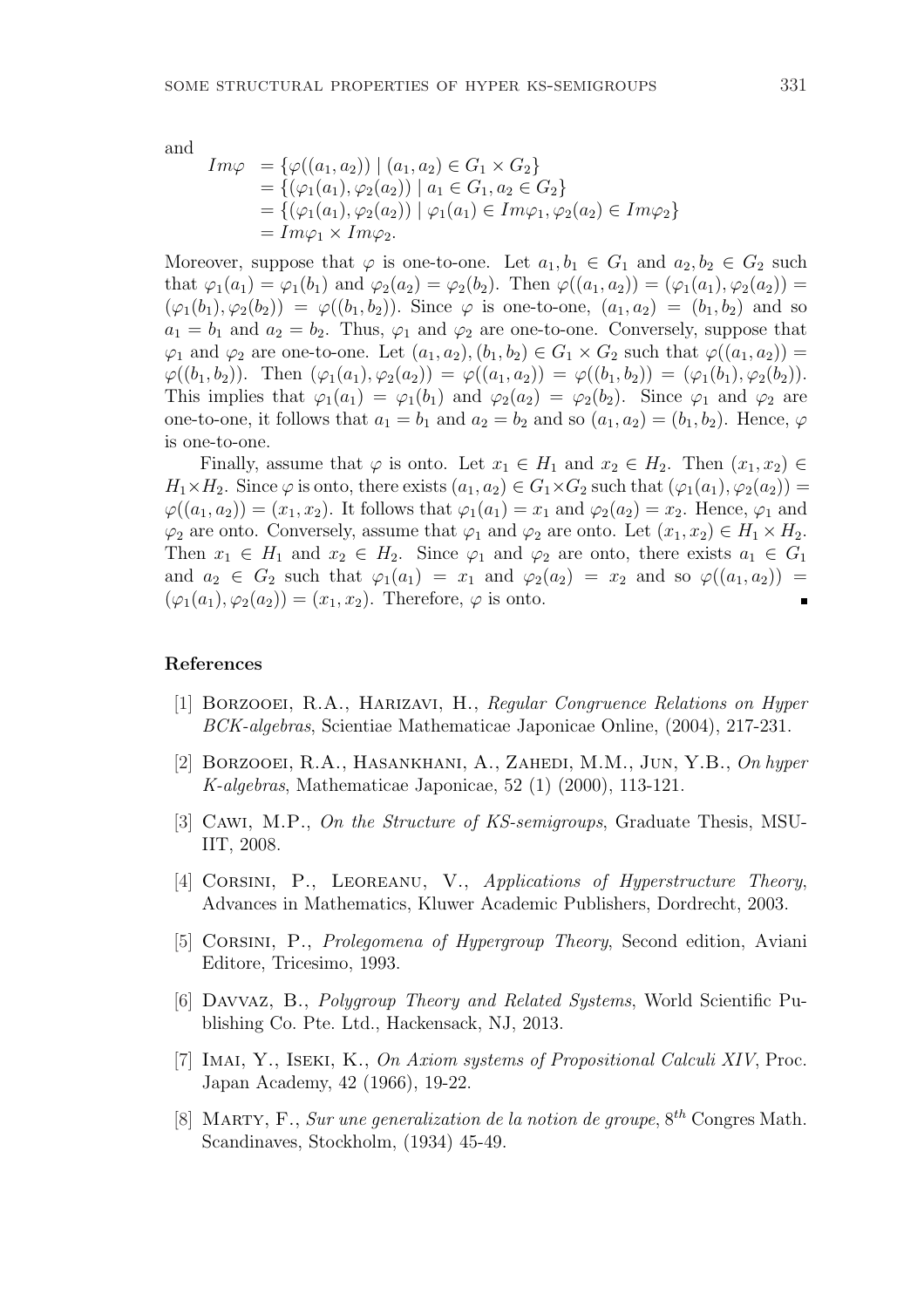and

$$
\begin{aligned}
Im\varphi &= \{\varphi((a_1, a_2)) \mid (a_1, a_2) \in G_1 \times G_2\} \\
&= \{(\varphi_1(a_1), \varphi_2(a_2)) \mid a_1 \in G_1, a_2 \in G_2\} \\
&= \{(\varphi_1(a_1), \varphi_2(a_2)) \mid \varphi_1(a_1) \in Im\varphi_1, \varphi_2(a_2) \in Im\varphi_2\} \\
&= Im\varphi_1 \times Im\varphi_2.
\end{aligned}
$$

Moreover, suppose that $\varphi$ is one-to-one. Let $a_1, b_1 \in G_1$ and $a_2, b_2 \in G_2$ such that $\varphi_1(a_1) = \varphi_1(b_1)$ and $\varphi_2(a_2) = \varphi_2(b_2)$. Then $\varphi((a_1, a_2)) = (\varphi_1(a_1), \varphi_2(a_2)) = (\varphi_1(b_1), \varphi_2(b_2)) = \varphi((b_1, b_2))$. Since $\varphi$ is one-to-one, $(a_1, a_2) = (b_1, b_2)$ and so $a_1 = b_1$ and $a_2 = b_2$. Thus, $\varphi_1$ and $\varphi_2$ are one-to-one. Conversely, suppose that $\varphi_1$ and $\varphi_2$ are one-to-one. Let $(a_1, a_2), (b_1, b_2) \in G_1 \times G_2$ such that $\varphi((a_1, a_2)) = \varphi((b_1, b_2))$. Then $(\varphi_1(a_1), \varphi_2(a_2)) = \varphi((a_1, a_2)) = \varphi((b_1, b_2)) = (\varphi_1(b_1), \varphi_2(b_2))$. This implies that $\varphi_1(a_1) = \varphi_1(b_1)$ and $\varphi_2(a_2) = \varphi_2(b_2)$. Since $\varphi_1$ and $\varphi_2$ are one-to-one, it follows that $a_1 = b_1$ and $a_2 = b_2$ and so $(a_1, a_2) = (b_1, b_2)$. Hence, $\varphi$ is one-to-one.

Finally, assume that $\varphi$ is onto. Let $x_1 \in H_1$ and $x_2 \in H_2$. Then $(x_1, x_2) \in H_1 \times H_2$. Since $\varphi$ is onto, there exists $(a_1, a_2) \in G_1 \times G_2$ such that $(\varphi_1(a_1), \varphi_2(a_2)) = \varphi((a_1, a_2)) = (x_1, x_2)$. It follows that $\varphi_1(a_1) = x_1$ and $\varphi_2(a_2) = x_2$. Hence, $\varphi_1$ and $\varphi_2$ are onto. Conversely, assume that $\varphi_1$ and $\varphi_2$ are onto. Let $(x_1, x_2) \in H_1 \times H_2$. Then $x_1 \in H_1$ and $x_2 \in H_2$. Since $\varphi_1$ and $\varphi_2$ are onto, there exists $a_1 \in G_1$ and $a_2 \in G_2$ such that $\varphi_1(a_1) = x_1$ and $\varphi_2(a_2) = x_2$ and so $\varphi((a_1, a_2)) = (\varphi_1(a_1), \varphi_2(a_2)) = (x_1, x_2)$. Therefore, $\varphi$ is onto. ∎

## References

[1] Borzooei, R.A., Harizavi, H., *Regular Congruence Relations on Hyper BCK-algebras*, Scientiae Mathematicae Japonicae Online, (2004), 217-231.

[2] Borzooei, R.A., Hasankhani, A., Zahedi, M.M., Jun, Y.B., *On hyper K-algebras*, Mathematicae Japonicae, 52 (1) (2000), 113-121.

[3] Cawi, M.P., *On the Structure of KS-semigroups*, Graduate Thesis, MSU-IIT, 2008.

[4] Corsini, P., Leoreanu, V., *Applications of Hyperstructure Theory*, Advances in Mathematics, Kluwer Academic Publishers, Dordrecht, 2003.

[5] Corsini, P., *Prolegomena of Hypergroup Theory*, Second edition, Aviani Editore, Tricesimo, 1993.

[6] Davvaz, B., *Polygroup Theory and Related Systems*, World Scientific Publishing Co. Pte. Ltd., Hackensack, NJ, 2013.

[7] Imai, Y., Iseki, K., *On Axiom systems of Propositional Calculi XIV*, Proc. Japan Academy, 42 (1966), 19-22.

[8] Marty, F., *Sur une generalization de la notion de groupe*, $8^{th}$ Congres Math. Scandinaves, Stockholm, (1934) 45-49.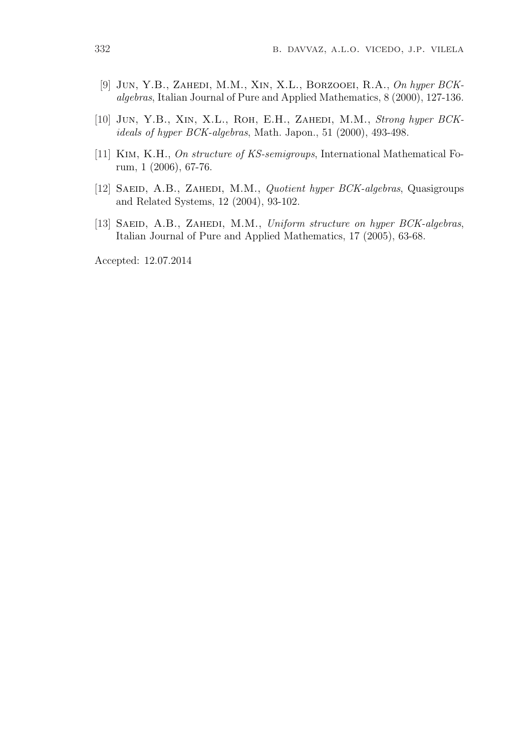[9] Jun, Y.B., Zahedi, M.M., Xin, X.L., Borzooei, R.A., *On hyper BCK-algebras*, Italian Journal of Pure and Applied Mathematics, 8 (2000), 127-136.

[10] Jun, Y.B., Xin, X.L., Roh, E.H., Zahedi, M.M., *Strong hyper BCK-ideals of hyper BCK-algebras*, Math. Japon., 51 (2000), 493-498.

[11] Kim, K.H., *On structure of KS-semigroups*, International Mathematical Forum, 1 (2006), 67-76.

[12] Saeid, A.B., Zahedi, M.M., *Quotient hyper BCK-algebras*, Quasigroups and Related Systems, 12 (2004), 93-102.

[13] Saeid, A.B., Zahedi, M.M., *Uniform structure on hyper BCK-algebras*, Italian Journal of Pure and Applied Mathematics, 17 (2005), 63-68.

Accepted: 12.07.2014